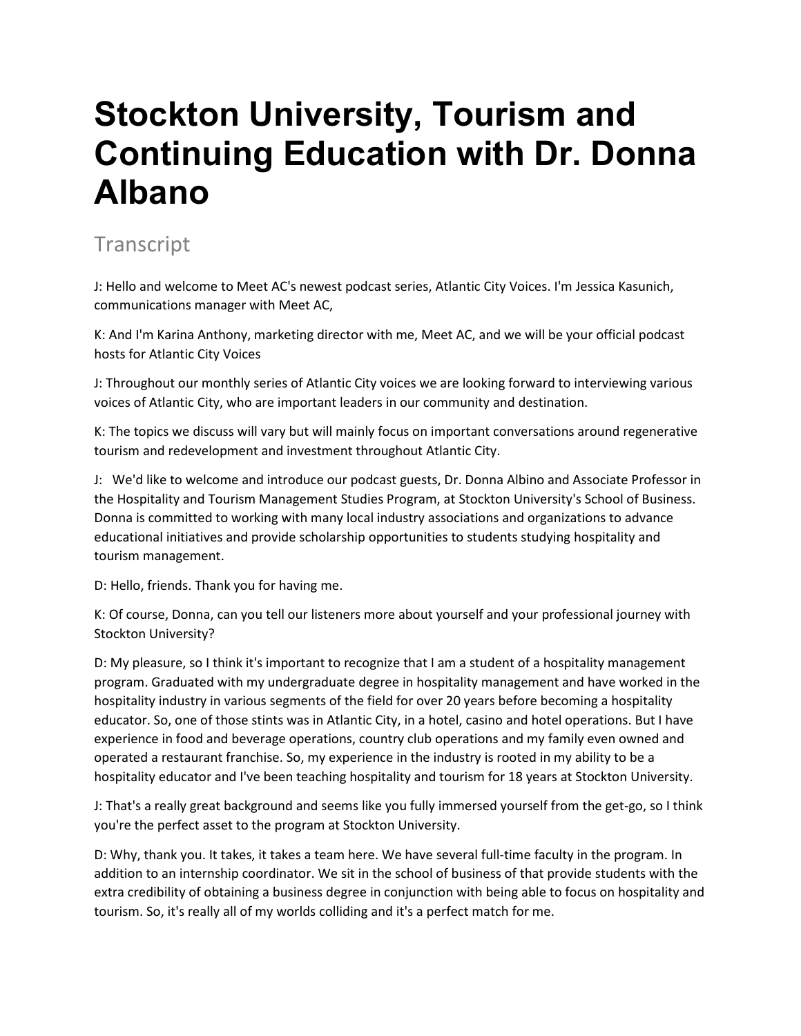# Stockton University, Tourism and Continuing Education with Dr. Donna Albano

## Transcript

J: Hello and welcome to Meet AC's newest podcast series, Atlantic City Voices. I'm Jessica Kasunich, communications manager with Meet AC,

K: And I'm Karina Anthony, marketing director with me, Meet AC, and we will be your official podcast hosts for Atlantic City Voices

J: Throughout our monthly series of Atlantic City voices we are looking forward to interviewing various voices of Atlantic City, who are important leaders in our community and destination.

K: The topics we discuss will vary but will mainly focus on important conversations around regenerative tourism and redevelopment and investment throughout Atlantic City.

J: We'd like to welcome and introduce our podcast guests, Dr. Donna Albino and Associate Professor in the Hospitality and Tourism Management Studies Program, at Stockton University's School of Business. Donna is committed to working with many local industry associations and organizations to advance educational initiatives and provide scholarship opportunities to students studying hospitality and tourism management.

D: Hello, friends. Thank you for having me.

K: Of course, Donna, can you tell our listeners more about yourself and your professional journey with Stockton University?

D: My pleasure, so I think it's important to recognize that I am a student of a hospitality management program. Graduated with my undergraduate degree in hospitality management and have worked in the hospitality industry in various segments of the field for over 20 years before becoming a hospitality educator. So, one of those stints was in Atlantic City, in a hotel, casino and hotel operations. But I have experience in food and beverage operations, country club operations and my family even owned and operated a restaurant franchise. So, my experience in the industry is rooted in my ability to be a hospitality educator and I've been teaching hospitality and tourism for 18 years at Stockton University.

J: That's a really great background and seems like you fully immersed yourself from the get-go, so I think you're the perfect asset to the program at Stockton University.

D: Why, thank you. It takes, it takes a team here. We have several full-time faculty in the program. In addition to an internship coordinator. We sit in the school of business of that provide students with the extra credibility of obtaining a business degree in conjunction with being able to focus on hospitality and tourism. So, it's really all of my worlds colliding and it's a perfect match for me.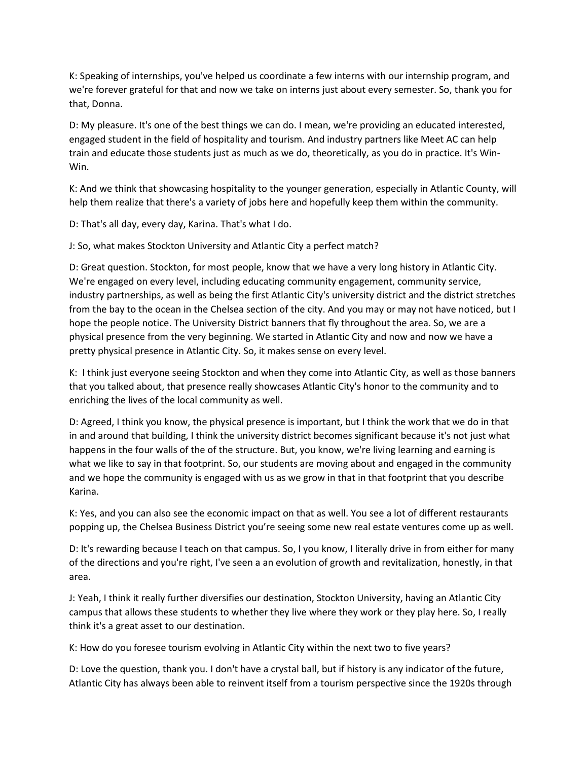K: Speaking of internships, you've helped us coordinate a few interns with our internship program, and we're forever grateful for that and now we take on interns just about every semester. So, thank you for that, Donna.

D: My pleasure. It's one of the best things we can do. I mean, we're providing an educated interested, engaged student in the field of hospitality and tourism. And industry partners like Meet AC can help train and educate those students just as much as we do, theoretically, as you do in practice. It's Win-Win.

K: And we think that showcasing hospitality to the younger generation, especially in Atlantic County, will help them realize that there's a variety of jobs here and hopefully keep them within the community.

D: That's all day, every day, Karina. That's what I do.

J: So, what makes Stockton University and Atlantic City a perfect match?

D: Great question. Stockton, for most people, know that we have a very long history in Atlantic City. We're engaged on every level, including educating community engagement, community service, industry partnerships, as well as being the first Atlantic City's university district and the district stretches from the bay to the ocean in the Chelsea section of the city. And you may or may not have noticed, but I hope the people notice. The University District banners that fly throughout the area. So, we are a physical presence from the very beginning. We started in Atlantic City and now and now we have a pretty physical presence in Atlantic City. So, it makes sense on every level.

K: I think just everyone seeing Stockton and when they come into Atlantic City, as well as those banners that you talked about, that presence really showcases Atlantic City's honor to the community and to enriching the lives of the local community as well.

D: Agreed, I think you know, the physical presence is important, but I think the work that we do in that in and around that building, I think the university district becomes significant because it's not just what happens in the four walls of the of the structure. But, you know, we're living learning and earning is what we like to say in that footprint. So, our students are moving about and engaged in the community and we hope the community is engaged with us as we grow in that in that footprint that you describe Karina.

K: Yes, and you can also see the economic impact on that as well. You see a lot of different restaurants popping up, the Chelsea Business District you're seeing some new real estate ventures come up as well.

D: It's rewarding because I teach on that campus. So, I you know, I literally drive in from either for many of the directions and you're right, I've seen a an evolution of growth and revitalization, honestly, in that area.

J: Yeah, I think it really further diversifies our destination, Stockton University, having an Atlantic City campus that allows these students to whether they live where they work or they play here. So, I really think it's a great asset to our destination.

K: How do you foresee tourism evolving in Atlantic City within the next two to five years?

D: Love the question, thank you. I don't have a crystal ball, but if history is any indicator of the future, Atlantic City has always been able to reinvent itself from a tourism perspective since the 1920s through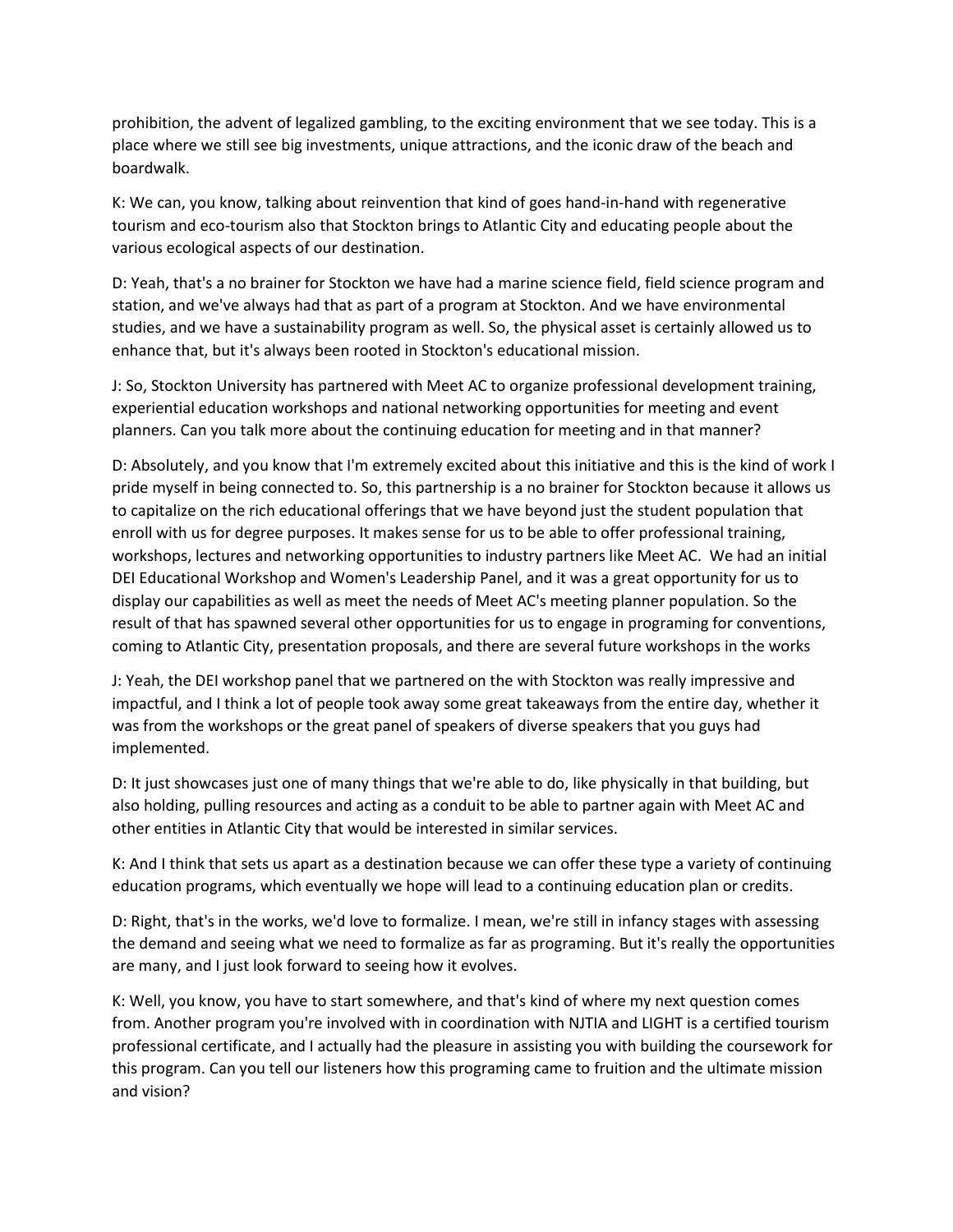prohibition, the advent of legalized gambling, to the exciting environment that we see today. This is a place where we still see big investments, unique attractions, and the iconic draw of the beach and boardwalk.

K: We can, you know, talking about reinvention that kind of goes hand-in-hand with regenerative tourism and eco-tourism also that Stockton brings to Atlantic City and educating people about the various ecological aspects of our destination.

D: Yeah, that's a no brainer for Stockton we have had a marine science field, field science program and station, and we've always had that as part of a program at Stockton. And we have environmental studies, and we have a sustainability program as well. So, the physical asset is certainly allowed us to enhance that, but it's always been rooted in Stockton's educational mission.

J: So, Stockton University has partnered with Meet AC to organize professional development training, experiential education workshops and national networking opportunities for meeting and event planners. Can you talk more about the continuing education for meeting and in that manner?

D: Absolutely, and you know that I'm extremely excited about this initiative and this is the kind of work I pride myself in being connected to. So, this partnership is a no brainer for Stockton because it allows us to capitalize on the rich educational offerings that we have beyond just the student population that enroll with us for degree purposes. It makes sense for us to be able to offer professional training, workshops, lectures and networking opportunities to industry partners like Meet AC. We had an initial DEI Educational Workshop and Women's Leadership Panel, and it was a great opportunity for us to display our capabilities as well as meet the needs of Meet AC's meeting planner population. So the result of that has spawned several other opportunities for us to engage in programing for conventions, coming to Atlantic City, presentation proposals, and there are several future workshops in the works

J: Yeah, the DEI workshop panel that we partnered on the with Stockton was really impressive and impactful, and I think a lot of people took away some great takeaways from the entire day, whether it was from the workshops or the great panel of speakers of diverse speakers that you guys had implemented.

D: It just showcases just one of many things that we're able to do, like physically in that building, but also holding, pulling resources and acting as a conduit to be able to partner again with Meet AC and other entities in Atlantic City that would be interested in similar services.

K: And I think that sets us apart as a destination because we can offer these type a variety of continuing education programs, which eventually we hope will lead to a continuing education plan or credits.

D: Right, that's in the works, we'd love to formalize. I mean, we're still in infancy stages with assessing the demand and seeing what we need to formalize as far as programing. But it's really the opportunities are many, and I just look forward to seeing how it evolves.

K: Well, you know, you have to start somewhere, and that's kind of where my next question comes from. Another program you're involved with in coordination with NJTIA and LIGHT is a certified tourism professional certificate, and I actually had the pleasure in assisting you with building the coursework for this program. Can you tell our listeners how this programing came to fruition and the ultimate mission and vision?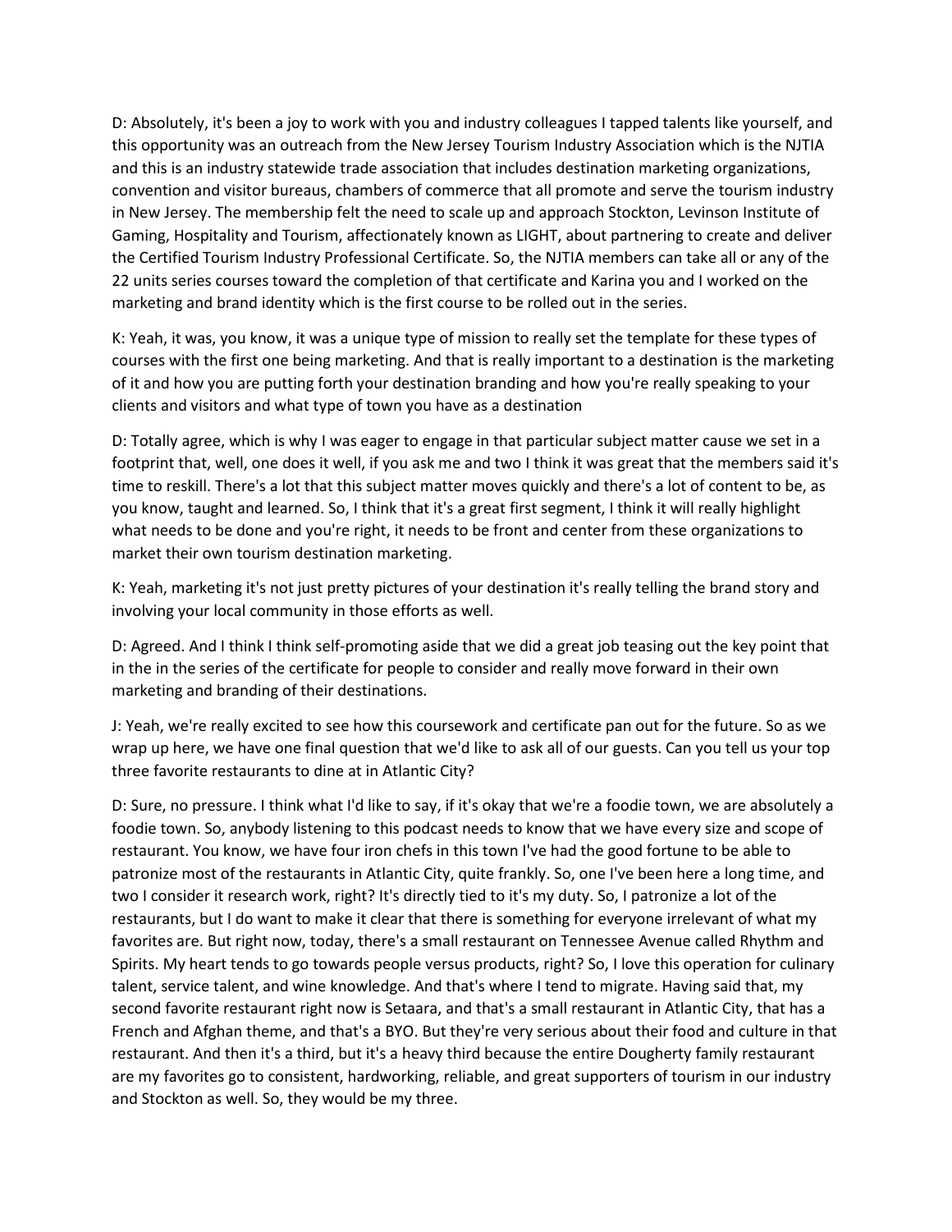D: Absolutely, it's been a joy to work with you and industry colleagues I tapped talents like yourself, and this opportunity was an outreach from the New Jersey Tourism Industry Association which is the NJTIA and this is an industry statewide trade association that includes destination marketing organizations, convention and visitor bureaus, chambers of commerce that all promote and serve the tourism industry in New Jersey. The membership felt the need to scale up and approach Stockton, Levinson Institute of Gaming, Hospitality and Tourism, affectionately known as LIGHT, about partnering to create and deliver the Certified Tourism Industry Professional Certificate. So, the NJTIA members can take all or any of the 22 units series courses toward the completion of that certificate and Karina you and I worked on the marketing and brand identity which is the first course to be rolled out in the series.

K: Yeah, it was, you know, it was a unique type of mission to really set the template for these types of courses with the first one being marketing. And that is really important to a destination is the marketing of it and how you are putting forth your destination branding and how you're really speaking to your clients and visitors and what type of town you have as a destination

D: Totally agree, which is why I was eager to engage in that particular subject matter cause we set in a footprint that, well, one does it well, if you ask me and two I think it was great that the members said it's time to reskill. There's a lot that this subject matter moves quickly and there's a lot of content to be, as you know, taught and learned. So, I think that it's a great first segment, I think it will really highlight what needs to be done and you're right, it needs to be front and center from these organizations to market their own tourism destination marketing.

K: Yeah, marketing it's not just pretty pictures of your destination it's really telling the brand story and involving your local community in those efforts as well.

D: Agreed. And I think I think self-promoting aside that we did a great job teasing out the key point that in the in the series of the certificate for people to consider and really move forward in their own marketing and branding of their destinations.

J: Yeah, we're really excited to see how this coursework and certificate pan out for the future. So as we wrap up here, we have one final question that we'd like to ask all of our guests. Can you tell us your top three favorite restaurants to dine at in Atlantic City?

D: Sure, no pressure. I think what I'd like to say, if it's okay that we're a foodie town, we are absolutely a foodie town. So, anybody listening to this podcast needs to know that we have every size and scope of restaurant. You know, we have four iron chefs in this town I've had the good fortune to be able to patronize most of the restaurants in Atlantic City, quite frankly. So, one I've been here a long time, and two I consider it research work, right? It's directly tied to it's my duty. So, I patronize a lot of the restaurants, but I do want to make it clear that there is something for everyone irrelevant of what my favorites are. But right now, today, there's a small restaurant on Tennessee Avenue called Rhythm and Spirits. My heart tends to go towards people versus products, right? So, I love this operation for culinary talent, service talent, and wine knowledge. And that's where I tend to migrate. Having said that, my second favorite restaurant right now is Setaara, and that's a small restaurant in Atlantic City, that has a French and Afghan theme, and that's a BYO. But they're very serious about their food and culture in that restaurant. And then it's a third, but it's a heavy third because the entire Dougherty family restaurant are my favorites go to consistent, hardworking, reliable, and great supporters of tourism in our industry and Stockton as well. So, they would be my three.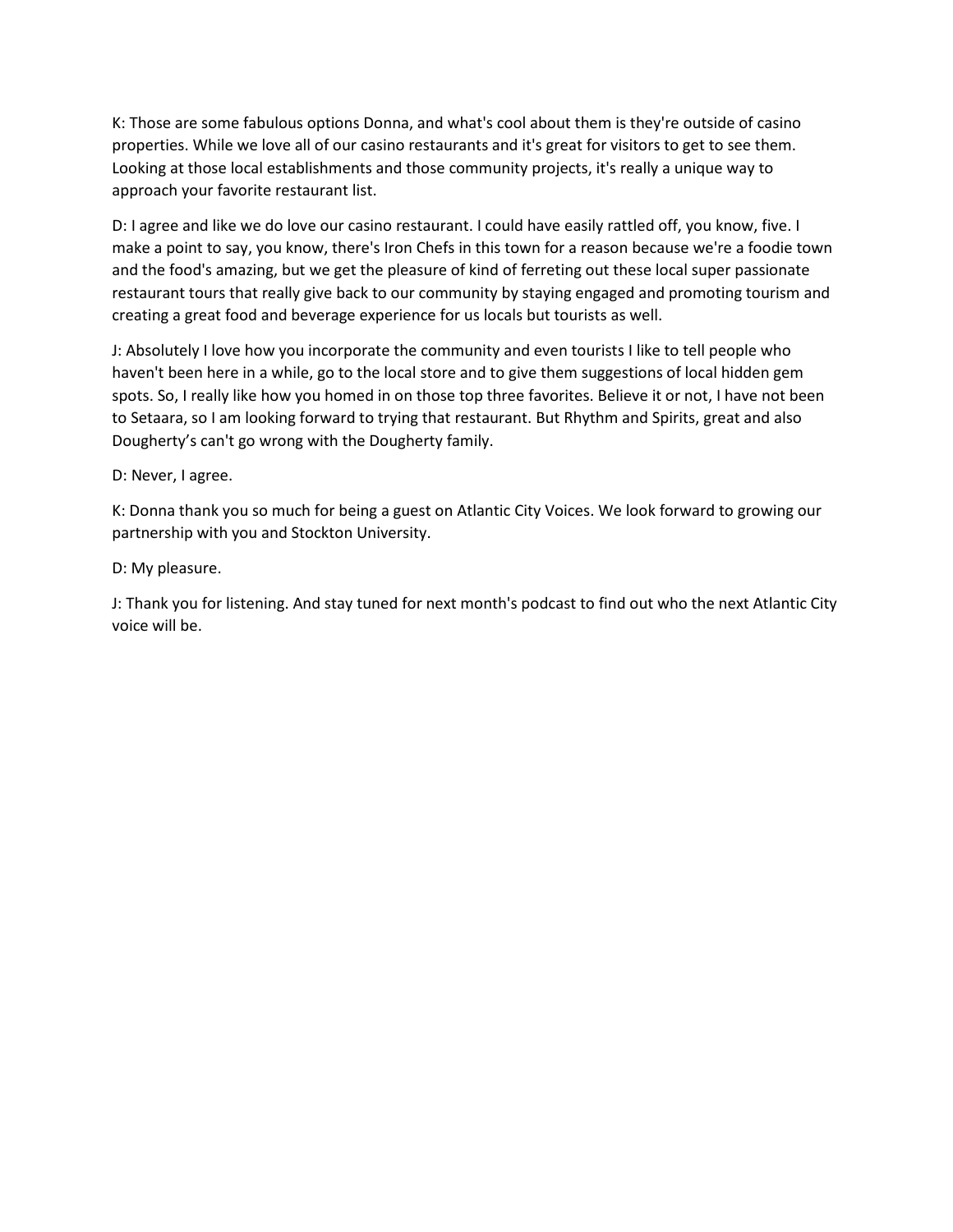K: Those are some fabulous options Donna, and what's cool about them is they're outside of casino properties. While we love all of our casino restaurants and it's great for visitors to get to see them. Looking at those local establishments and those community projects, it's really a unique way to approach your favorite restaurant list.

D: I agree and like we do love our casino restaurant. I could have easily rattled off, you know, five. I make a point to say, you know, there's Iron Chefs in this town for a reason because we're a foodie town and the food's amazing, but we get the pleasure of kind of ferreting out these local super passionate restaurant tours that really give back to our community by staying engaged and promoting tourism and creating a great food and beverage experience for us locals but tourists as well.

J: Absolutely I love how you incorporate the community and even tourists I like to tell people who haven't been here in a while, go to the local store and to give them suggestions of local hidden gem spots. So, I really like how you homed in on those top three favorites. Believe it or not, I have not been to Setaara, so I am looking forward to trying that restaurant. But Rhythm and Spirits, great and also Dougherty's can't go wrong with the Dougherty family.

D: Never, I agree.

K: Donna thank you so much for being a guest on Atlantic City Voices. We look forward to growing our partnership with you and Stockton University.

D: My pleasure.

J: Thank you for listening. And stay tuned for next month's podcast to find out who the next Atlantic City voice will be.